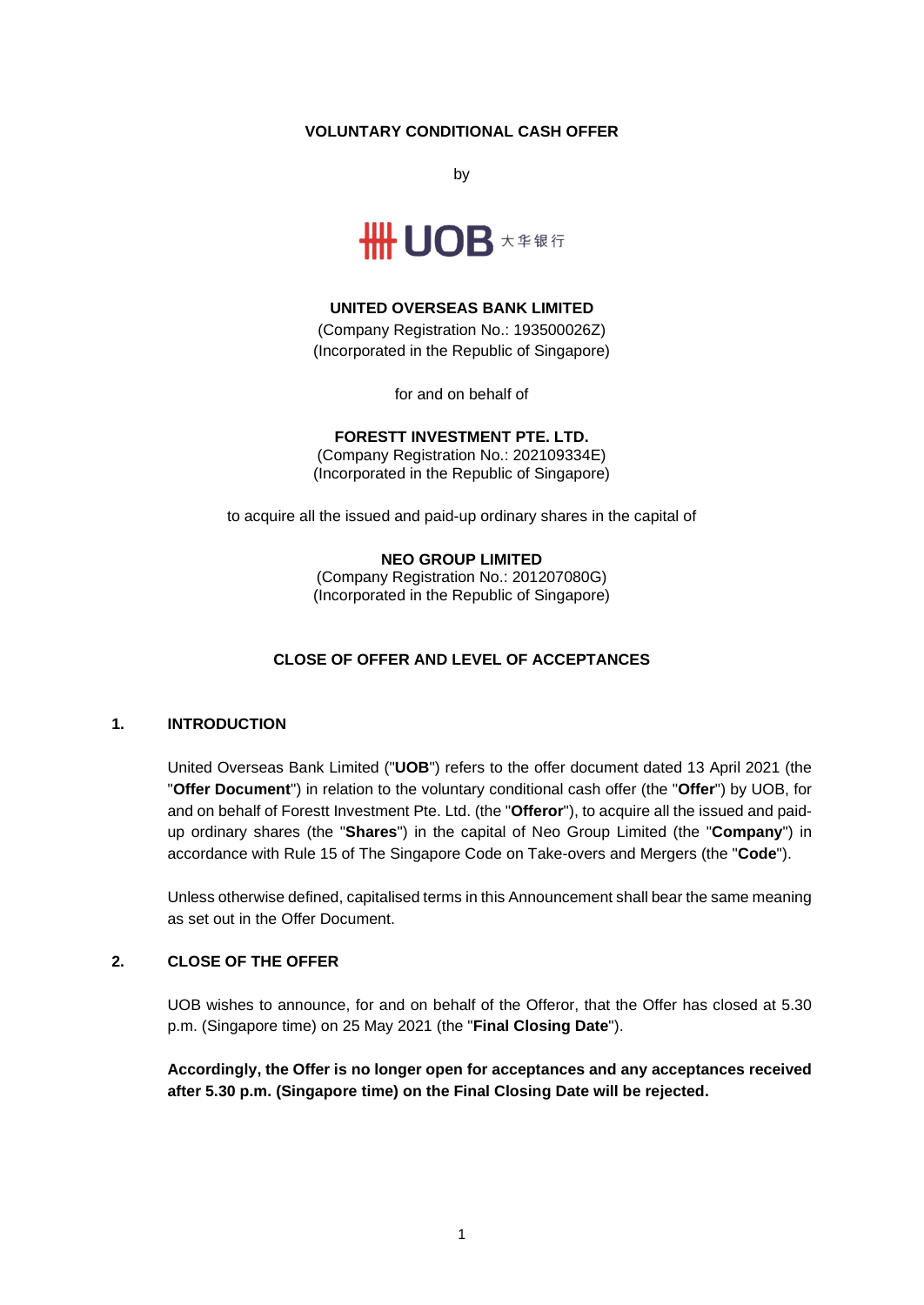**VOLUNTARY CONDITIONAL CASH OFFER**

by

UOB 大华银行

**UNITED OVERSEAS BANK LIMITED**
(Company Registration No.: 193500026Z)
(Incorporated in the Republic of Singapore)

for and on behalf of

**FORESTT INVESTMENT PTE. LTD.**
(Company Registration No.: 202109334E)
(Incorporated in the Republic of Singapore)

to acquire all the issued and paid-up ordinary shares in the capital of

**NEO GROUP LIMITED**
(Company Registration No.: 201207080G)
(Incorporated in the Republic of Singapore)

**CLOSE OF OFFER AND LEVEL OF ACCEPTANCES**

## 1. INTRODUCTION

United Overseas Bank Limited ("**UOB**") refers to the offer document dated 13 April 2021 (the "**Offer Document**") in relation to the voluntary conditional cash offer (the "**Offer**") by UOB, for and on behalf of Forestt Investment Pte. Ltd. (the "**Offeror**"), to acquire all the issued and paid-up ordinary shares (the "**Shares**") in the capital of Neo Group Limited (the "**Company**") in accordance with Rule 15 of The Singapore Code on Take-overs and Mergers (the "**Code**").

Unless otherwise defined, capitalised terms in this Announcement shall bear the same meaning as set out in the Offer Document.

## 2. CLOSE OF THE OFFER

UOB wishes to announce, for and on behalf of the Offeror, that the Offer has closed at 5.30 p.m. (Singapore time) on 25 May 2021 (the "**Final Closing Date**").

**Accordingly, the Offer is no longer open for acceptances and any acceptances received after 5.30 p.m. (Singapore time) on the Final Closing Date will be rejected.**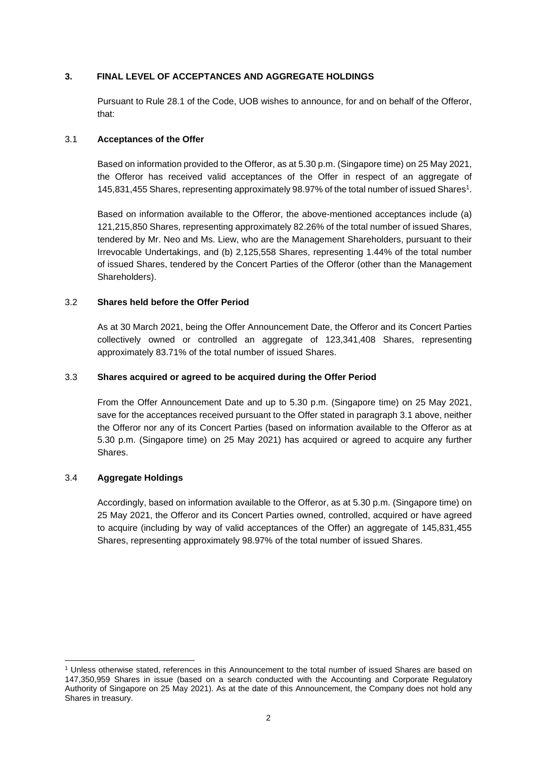## 3. FINAL LEVEL OF ACCEPTANCES AND AGGREGATE HOLDINGS

Pursuant to Rule 28.1 of the Code, UOB wishes to announce, for and on behalf of the Offeror, that:

### 3.1 Acceptances of the Offer

Based on information provided to the Offeror, as at 5.30 p.m. (Singapore time) on 25 May 2021, the Offeror has received valid acceptances of the Offer in respect of an aggregate of 145,831,455 Shares, representing approximately 98.97% of the total number of issued Shares[1].

Based on information available to the Offeror, the above-mentioned acceptances include (a) 121,215,850 Shares, representing approximately 82.26% of the total number of issued Shares, tendered by Mr. Neo and Ms. Liew, who are the Management Shareholders, pursuant to their Irrevocable Undertakings, and (b) 2,125,558 Shares, representing 1.44% of the total number of issued Shares, tendered by the Concert Parties of the Offeror (other than the Management Shareholders).

### 3.2 Shares held before the Offer Period

As at 30 March 2021, being the Offer Announcement Date, the Offeror and its Concert Parties collectively owned or controlled an aggregate of 123,341,408 Shares, representing approximately 83.71% of the total number of issued Shares.

### 3.3 Shares acquired or agreed to be acquired during the Offer Period

From the Offer Announcement Date and up to 5.30 p.m. (Singapore time) on 25 May 2021, save for the acceptances received pursuant to the Offer stated in paragraph 3.1 above, neither the Offeror nor any of its Concert Parties (based on information available to the Offeror as at 5.30 p.m. (Singapore time) on 25 May 2021) has acquired or agreed to acquire any further Shares.

### 3.4 Aggregate Holdings

Accordingly, based on information available to the Offeror, as at 5.30 p.m. (Singapore time) on 25 May 2021, the Offeror and its Concert Parties owned, controlled, acquired or have agreed to acquire (including by way of valid acceptances of the Offer) an aggregate of 145,831,455 Shares, representing approximately 98.97% of the total number of issued Shares.

---

[1] Unless otherwise stated, references in this Announcement to the total number of issued Shares are based on 147,350,959 Shares in issue (based on a search conducted with the Accounting and Corporate Regulatory Authority of Singapore on 25 May 2021). As at the date of this Announcement, the Company does not hold any Shares in treasury.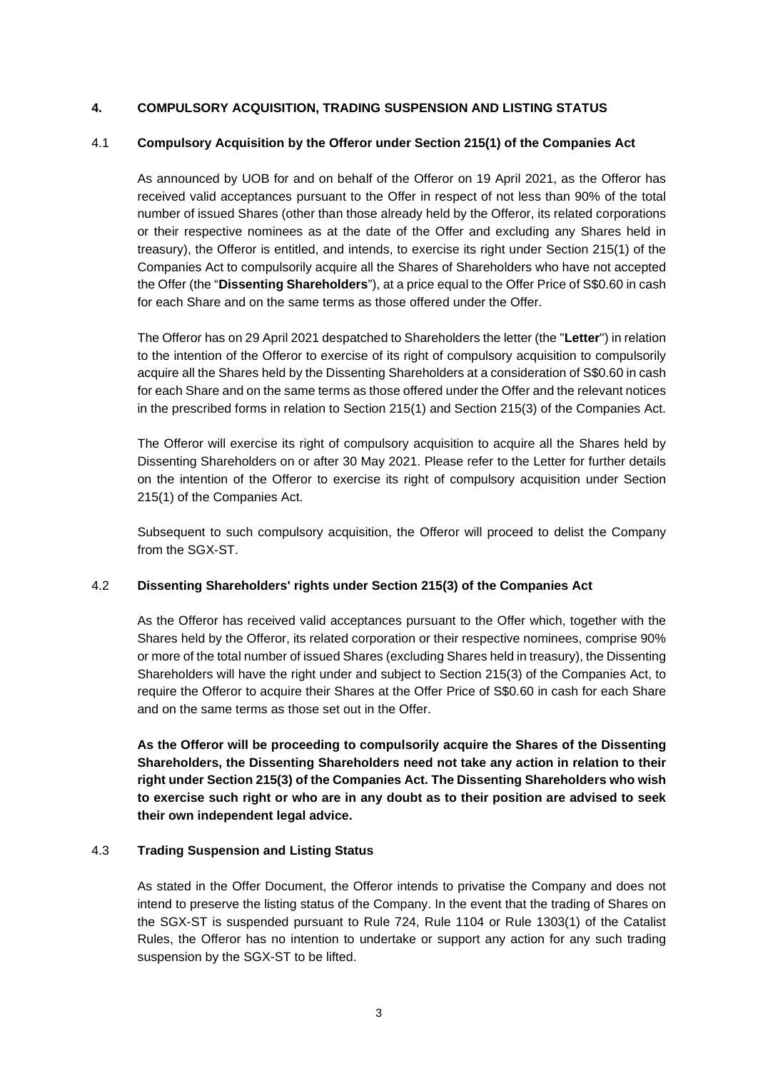## 4. COMPULSORY ACQUISITION, TRADING SUSPENSION AND LISTING STATUS

### 4.1 Compulsory Acquisition by the Offeror under Section 215(1) of the Companies Act

As announced by UOB for and on behalf of the Offeror on 19 April 2021, as the Offeror has received valid acceptances pursuant to the Offer in respect of not less than 90% of the total number of issued Shares (other than those already held by the Offeror, its related corporations or their respective nominees as at the date of the Offer and excluding any Shares held in treasury), the Offeror is entitled, and intends, to exercise its right under Section 215(1) of the Companies Act to compulsorily acquire all the Shares of Shareholders who have not accepted the Offer (the "**Dissenting Shareholders**"), at a price equal to the Offer Price of S$0.60 in cash for each Share and on the same terms as those offered under the Offer.

The Offeror has on 29 April 2021 despatched to Shareholders the letter (the "**Letter**") in relation to the intention of the Offeror to exercise of its right of compulsory acquisition to compulsorily acquire all the Shares held by the Dissenting Shareholders at a consideration of S$0.60 in cash for each Share and on the same terms as those offered under the Offer and the relevant notices in the prescribed forms in relation to Section 215(1) and Section 215(3) of the Companies Act.

The Offeror will exercise its right of compulsory acquisition to acquire all the Shares held by Dissenting Shareholders on or after 30 May 2021. Please refer to the Letter for further details on the intention of the Offeror to exercise its right of compulsory acquisition under Section 215(1) of the Companies Act.

Subsequent to such compulsory acquisition, the Offeror will proceed to delist the Company from the SGX-ST.

### 4.2 Dissenting Shareholders' rights under Section 215(3) of the Companies Act

As the Offeror has received valid acceptances pursuant to the Offer which, together with the Shares held by the Offeror, its related corporation or their respective nominees, comprise 90% or more of the total number of issued Shares (excluding Shares held in treasury), the Dissenting Shareholders will have the right under and subject to Section 215(3) of the Companies Act, to require the Offeror to acquire their Shares at the Offer Price of S$0.60 in cash for each Share and on the same terms as those set out in the Offer.

**As the Offeror will be proceeding to compulsorily acquire the Shares of the Dissenting Shareholders, the Dissenting Shareholders need not take any action in relation to their right under Section 215(3) of the Companies Act. The Dissenting Shareholders who wish to exercise such right or who are in any doubt as to their position are advised to seek their own independent legal advice.**

### 4.3 Trading Suspension and Listing Status

As stated in the Offer Document, the Offeror intends to privatise the Company and does not intend to preserve the listing status of the Company. In the event that the trading of Shares on the SGX-ST is suspended pursuant to Rule 724, Rule 1104 or Rule 1303(1) of the Catalist Rules, the Offeror has no intention to undertake or support any action for any such trading suspension by the SGX-ST to be lifted.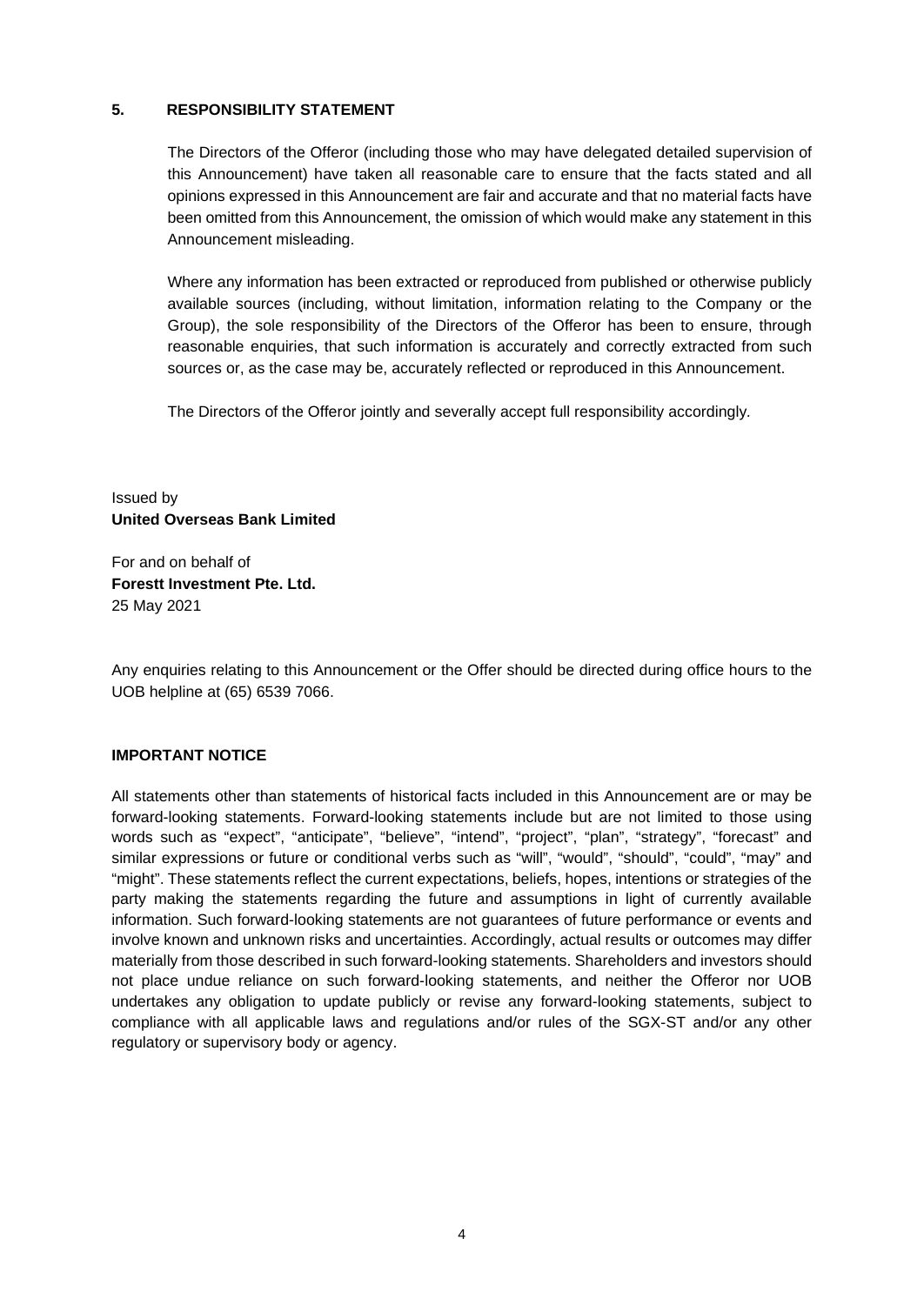## 5. RESPONSIBILITY STATEMENT

The Directors of the Offeror (including those who may have delegated detailed supervision of this Announcement) have taken all reasonable care to ensure that the facts stated and all opinions expressed in this Announcement are fair and accurate and that no material facts have been omitted from this Announcement, the omission of which would make any statement in this Announcement misleading.

Where any information has been extracted or reproduced from published or otherwise publicly available sources (including, without limitation, information relating to the Company or the Group), the sole responsibility of the Directors of the Offeror has been to ensure, through reasonable enquiries, that such information is accurately and correctly extracted from such sources or, as the case may be, accurately reflected or reproduced in this Announcement.

The Directors of the Offeror jointly and severally accept full responsibility accordingly.

Issued by
**United Overseas Bank Limited**

For and on behalf of
**Forestt Investment Pte. Ltd.**
25 May 2021

Any enquiries relating to this Announcement or the Offer should be directed during office hours to the UOB helpline at (65) 6539 7066.

**IMPORTANT NOTICE**

All statements other than statements of historical facts included in this Announcement are or may be forward-looking statements. Forward-looking statements include but are not limited to those using words such as "expect", "anticipate", "believe", "intend", "project", "plan", "strategy", "forecast" and similar expressions or future or conditional verbs such as "will", "would", "should", "could", "may" and "might". These statements reflect the current expectations, beliefs, hopes, intentions or strategies of the party making the statements regarding the future and assumptions in light of currently available information. Such forward-looking statements are not guarantees of future performance or events and involve known and unknown risks and uncertainties. Accordingly, actual results or outcomes may differ materially from those described in such forward-looking statements. Shareholders and investors should not place undue reliance on such forward-looking statements, and neither the Offeror nor UOB undertakes any obligation to update publicly or revise any forward-looking statements, subject to compliance with all applicable laws and regulations and/or rules of the SGX-ST and/or any other regulatory or supervisory body or agency.